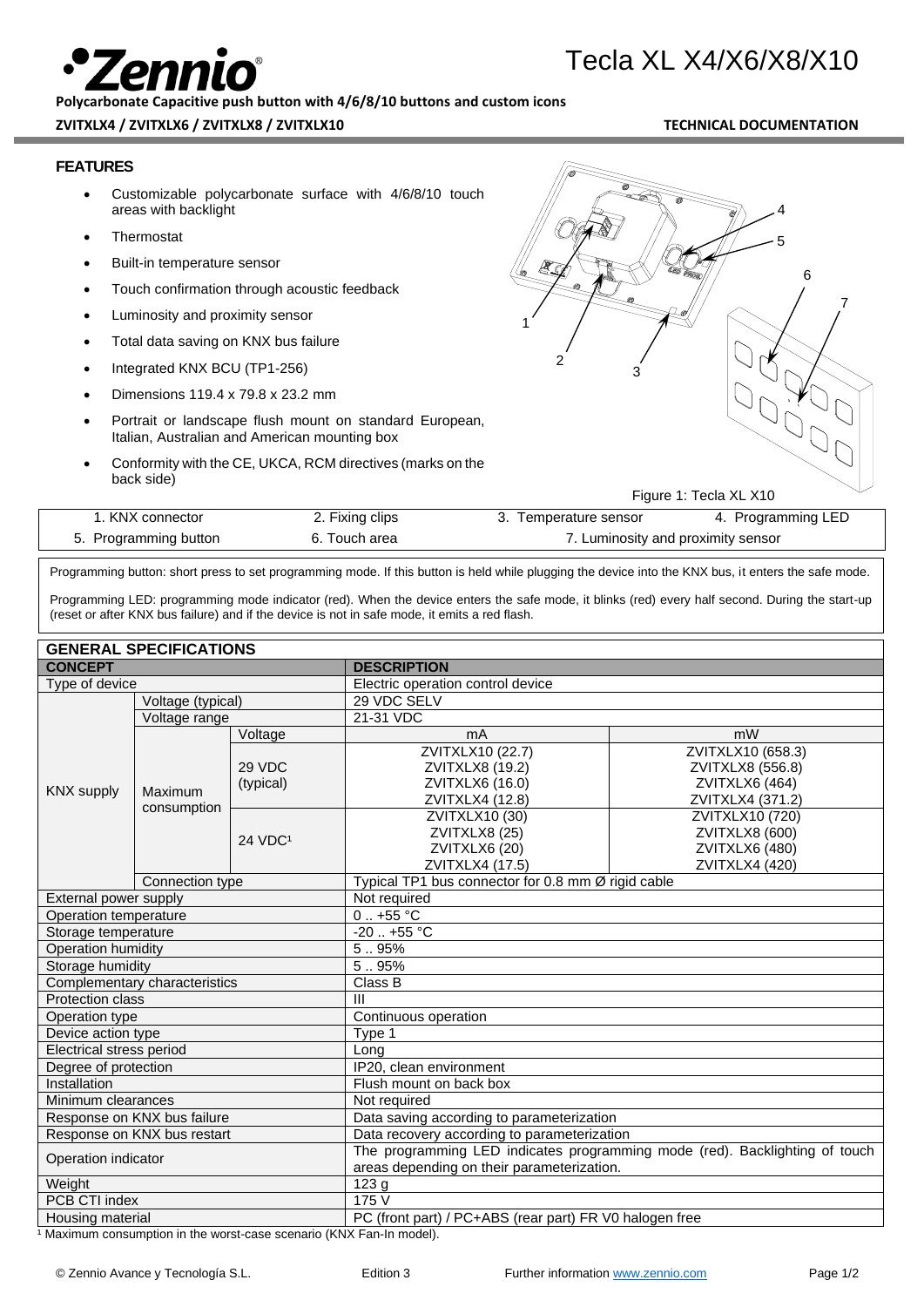# Tecla XL X4/X6/X8/X10

**Polycarbonate Capacitive push button with 4/6/8/10 buttons and custom icons**

**ZVITXLX4 / ZVITXLX6 / ZVITXLX8 / ZVITXLX10** **TECHNICAL DOCUMENTATION**

## FEATURES

- Customizable polycarbonate surface with 4/6/8/10 touch areas with backlight
- Thermostat
- Built-in temperature sensor
- Touch confirmation through acoustic feedback
- Luminosity and proximity sensor
- Total data saving on KNX bus failure
- Integrated KNX BCU (TP1-256)
- Dimensions 119.4 x 79.8 x 23.2 mm
- Portrait or landscape flush mount on standard European, Italian, Australian and American mounting box
- Conformity with the CE, UKCA, RCM directives (marks on the back side)

Figure 1: Tecla XL X10

| 1. KNX connector | 2. Fixing clips | 3. Temperature sensor | 4. Programming LED |
|---|---|---|---|
| 5. Programming button | 6. Touch area | 7. Luminosity and proximity sensor | |

Programming button: short press to set programming mode. If this button is held while plugging the device into the KNX bus, it enters the safe mode.

Programming LED: programming mode indicator (red). When the device enters the safe mode, it blinks (red) every half second. During the start-up (reset or after KNX bus failure) and if the device is not in safe mode, it emits a red flash.

## GENERAL SPECIFICATIONS

| CONCEPT | | | DESCRIPTION | |
|---|---|---|---|---|
| Type of device | | | Electric operation control device | |
| KNX supply | Voltage (typical) | | 29 VDC SELV | |
| | Voltage range | | 21-31 VDC | |
| | Maximum consumption | Voltage | mA | mW |
| | | 29 VDC (typical) | ZVITXLX10 (22.7)<br>ZVITXLX8 (19.2)<br>ZVITXLX6 (16.0)<br>ZVITXLX4 (12.8) | ZVITXLX10 (658.3)<br>ZVITXLX8 (556.8)<br>ZVITXLX6 (464)<br>ZVITXLX4 (371.2) |
| | | 24 VDC[1] | ZVITXLX10 (30)<br>ZVITXLX8 (25)<br>ZVITXLX6 (20)<br>ZVITXLX4 (17.5) | ZVITXLX10 (720)<br>ZVITXLX8 (600)<br>ZVITXLX6 (480)<br>ZVITXLX4 (420) |
| | Connection type | | Typical TP1 bus connector for 0.8 mm Ø rigid cable | |
| External power supply | | | Not required | |
| Operation temperature | | | 0 .. +55 °C | |
| Storage temperature | | | -20 .. +55 °C | |
| Operation humidity | | | 5 .. 95% | |
| Storage humidity | | | 5 .. 95% | |
| Complementary characteristics | | | Class B | |
| Protection class | | | III | |
| Operation type | | | Continuous operation | |
| Device action type | | | Type 1 | |
| Electrical stress period | | | Long | |
| Degree of protection | | | IP20, clean environment | |
| Installation | | | Flush mount on back box | |
| Minimum clearances | | | Not required | |
| Response on KNX bus failure | | | Data saving according to parameterization | |
| Response on KNX bus restart | | | Data recovery according to parameterization | |
| Operation indicator | | | The programming LED indicates programming mode (red). Backlighting of touch areas depending on their parameterization. | |
| Weight | | | 123 g | |
| PCB CTI index | | | 175 V | |
| Housing material | | | PC (front part) / PC+ABS (rear part) FR V0 halogen free | |

[1] Maximum consumption in the worst-case scenario (KNX Fan-In model).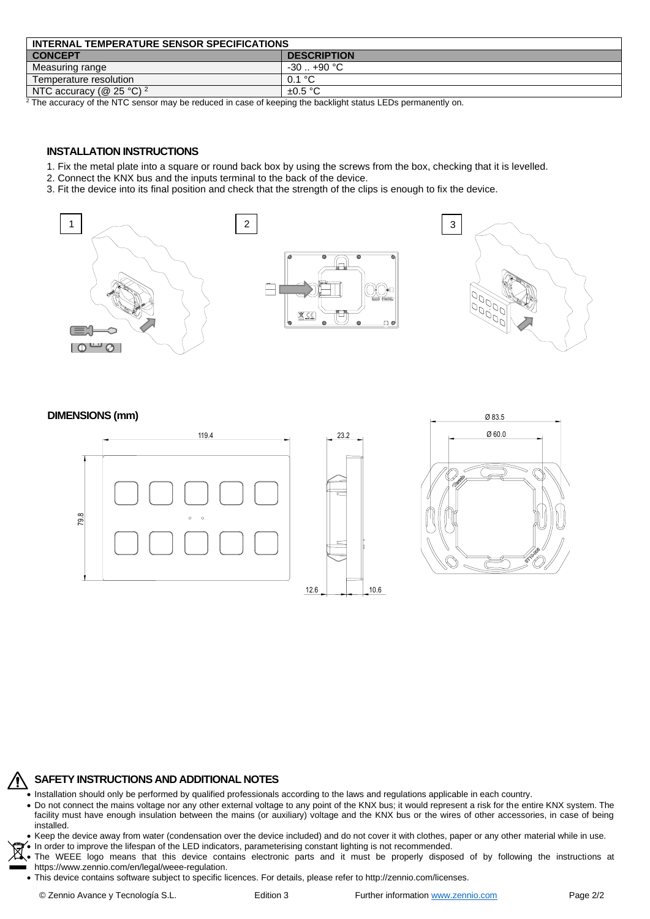| INTERNAL TEMPERATURE SENSOR SPECIFICATIONS | |
|---|---|
| **CONCEPT** | **DESCRIPTION** |
| Measuring range | -30 .. +90 °C |
| Temperature resolution | 0.1 °C |
| NTC accuracy (@ 25 °C) [2] | ±0.5 °C |

[2] The accuracy of the NTC sensor may be reduced in case of keeping the backlight status LEDs permanently on.

## INSTALLATION INSTRUCTIONS

1. Fix the metal plate into a square or round back box by using the screws from the box, checking that it is levelled.
2. Connect the KNX bus and the inputs terminal to the back of the device.
3. Fit the device into its final position and check that the strength of the clips is enough to fix the device.

1

2

3

## DIMENSIONS (mm)

119.4

79.8

23.2

12.6

10.6

Ø 83.5

Ø 60.0

## SAFETY INSTRUCTIONS AND ADDITIONAL NOTES

- Installation should only be performed by qualified professionals according to the laws and regulations applicable in each country.
- Do not connect the mains voltage nor any other external voltage to any point of the KNX bus; it would represent a risk for the entire KNX system. The facility must have enough insulation between the mains (or auxiliary) voltage and the KNX bus or the wires of other accessories, in case of being installed.
- Keep the device away from water (condensation over the device included) and do not cover it with clothes, paper or any other material while in use.
- In order to improve the lifespan of the LED indicators, parameterising constant lighting is not recommended.
- The WEEE logo means that this device contains electronic parts and it must be properly disposed of by following the instructions at https://www.zennio.com/en/legal/weee-regulation.
- This device contains software subject to specific licences. For details, please refer to http://zennio.com/licenses.

© Zennio Avance y Tecnología S.L. Edition 3 Further information www.zennio.com